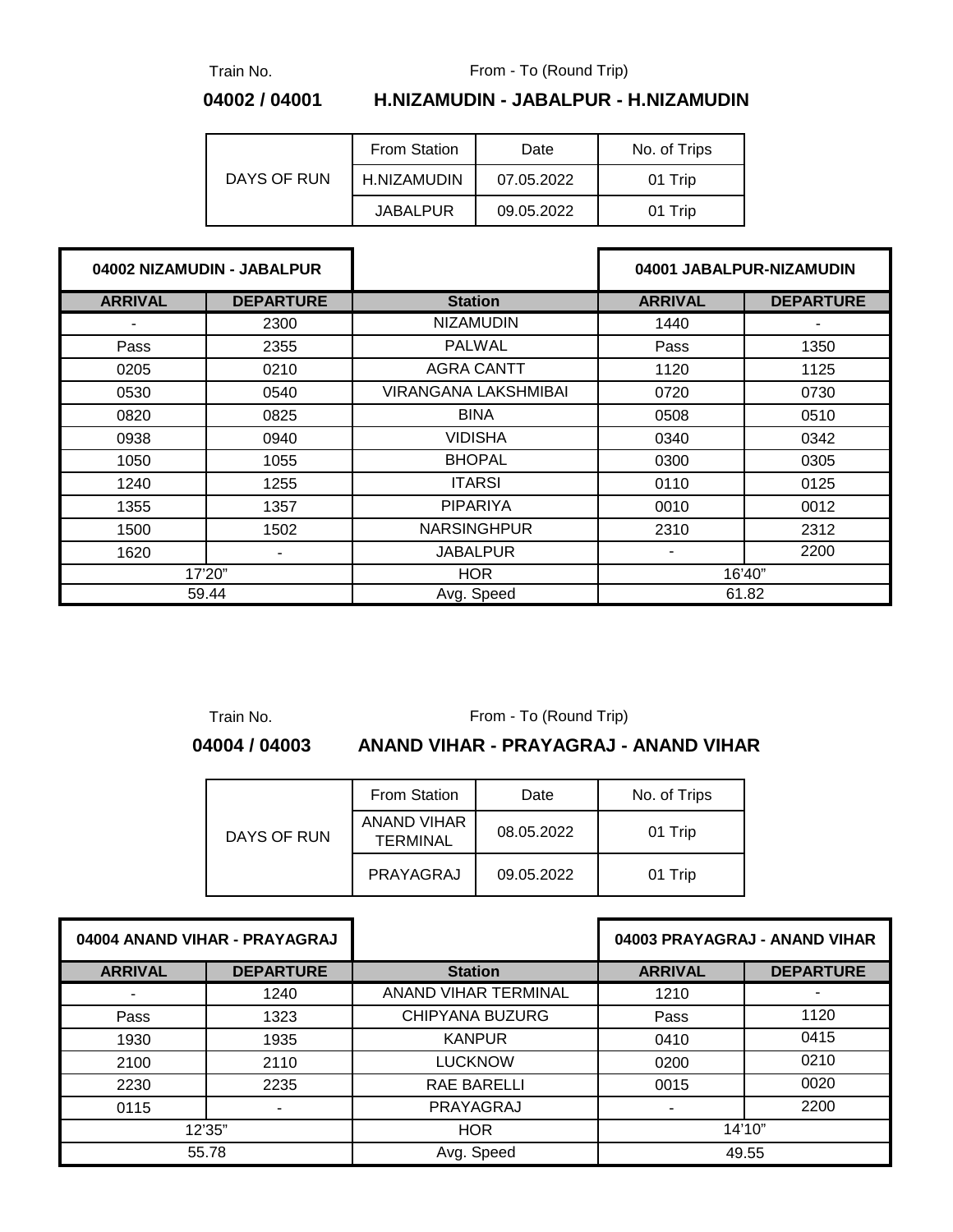Train No. | From - To (Round Trip)

**04002 / 04001** **H.NIZAMUDIN - JABALPUR - H.NIZAMUDIN**

| DAYS OF RUN | From Station | Date | No. of Trips |
|---|---|---|---|
| | H.NIZAMUDIN | 07.05.2022 | 01 Trip |
| | JABALPUR | 09.05.2022 | 01 Trip |

| 04002 NIZAMUDIN - JABALPUR | | | 04001 JABALPUR-NIZAMUDIN | |
|---|---|---|---|---|
| **ARRIVAL** | **DEPARTURE** | **Station** | **ARRIVAL** | **DEPARTURE** |
| - | 2300 | NIZAMUDIN | 1440 | - |
| Pass | 2355 | PALWAL | Pass | 1350 |
| 0205 | 0210 | AGRA CANTT | 1120 | 1125 |
| 0530 | 0540 | VIRANGANA LAKSHMIBAI | 0720 | 0730 |
| 0820 | 0825 | BINA | 0508 | 0510 |
| 0938 | 0940 | VIDISHA | 0340 | 0342 |
| 1050 | 1055 | BHOPAL | 0300 | 0305 |
| 1240 | 1255 | ITARSI | 0110 | 0125 |
| 1355 | 1357 | PIPARIYA | 0010 | 0012 |
| 1500 | 1502 | NARSINGHPUR | 2310 | 2312 |
| 1620 | - | JABALPUR | - | 2200 |
| 17'20" | | HOR | 16'40" | |
| 59.44 | | Avg. Speed | 61.82 | |

Train No. | From - To (Round Trip)

**04004 / 04003** **ANAND VIHAR - PRAYAGRAJ - ANAND VIHAR**

| DAYS OF RUN | From Station | Date | No. of Trips |
|---|---|---|---|
| | ANAND VIHAR TERMINAL | 08.05.2022 | 01 Trip |
| | PRAYAGRAJ | 09.05.2022 | 01 Trip |

| 04004 ANAND VIHAR - PRAYAGRAJ | | | 04003 PRAYAGRAJ - ANAND VIHAR | |
|---|---|---|---|---|
| **ARRIVAL** | **DEPARTURE** | **Station** | **ARRIVAL** | **DEPARTURE** |
| - | 1240 | ANAND VIHAR TERMINAL | 1210 | - |
| Pass | 1323 | CHIPYANA BUZURG | Pass | 1120 |
| 1930 | 1935 | KANPUR | 0410 | 0415 |
| 2100 | 2110 | LUCKNOW | 0200 | 0210 |
| 2230 | 2235 | RAE BARELLI | 0015 | 0020 |
| 0115 | - | PRAYAGRAJ | - | 2200 |
| 12'35" | | HOR | 14'10" | |
| 55.78 | | Avg. Speed | 49.55 | |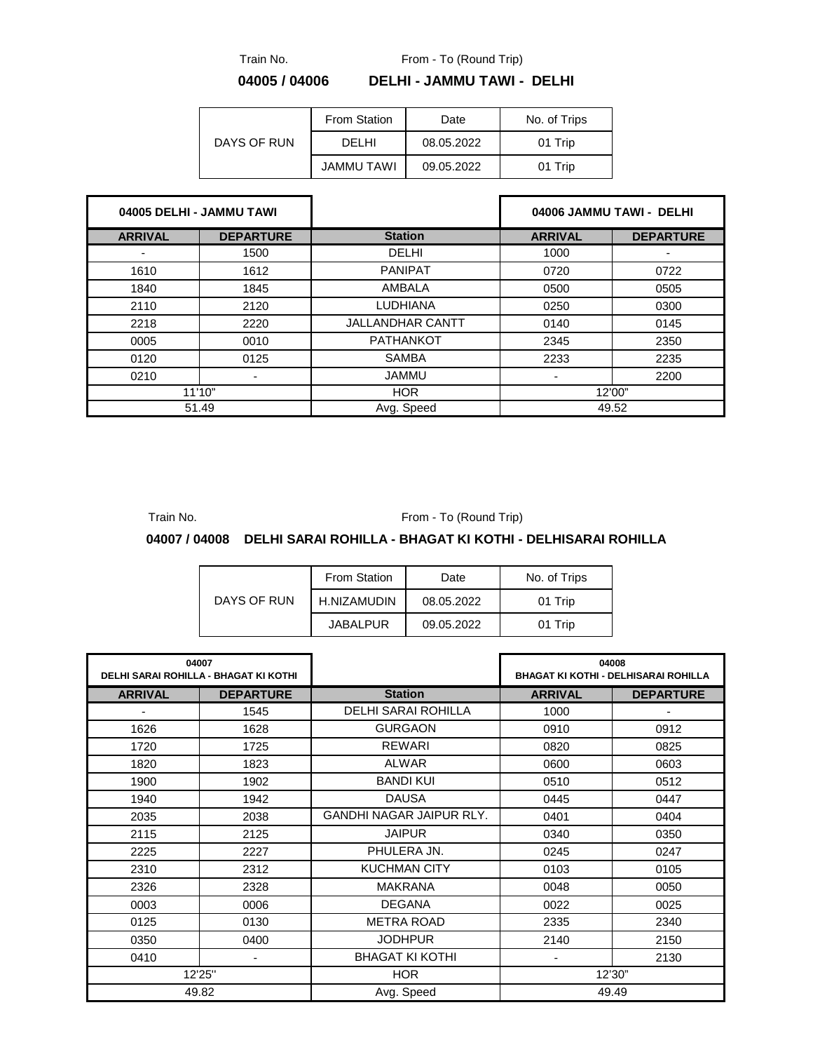Train No. From - To (Round Trip)

**04005 / 04006 DELHI - JAMMU TAWI - DELHI**

| | From Station | Date | No. of Trips |
|---|---|---|---|
| DAYS OF RUN | DELHI | 08.05.2022 | 01 Trip |
| | JAMMU TAWI | 09.05.2022 | 01 Trip |

| 04005 DELHI - JAMMU TAWI | | | 04006 JAMMU TAWI - DELHI | |
|---|---|---|---|---|
| **ARRIVAL** | **DEPARTURE** | **Station** | **ARRIVAL** | **DEPARTURE** |
| - | 1500 | DELHI | 1000 | - |
| 1610 | 1612 | PANIPAT | 0720 | 0722 |
| 1840 | 1845 | AMBALA | 0500 | 0505 |
| 2110 | 2120 | LUDHIANA | 0250 | 0300 |
| 2218 | 2220 | JALLANDHAR CANTT | 0140 | 0145 |
| 0005 | 0010 | PATHANKOT | 2345 | 2350 |
| 0120 | 0125 | SAMBA | 2233 | 2235 |
| 0210 | - | JAMMU | - | 2200 |
| 11'10" | | HOR | 12'00" | |
| 51.49 | | Avg. Speed | 49.52 | |

Train No. From - To (Round Trip)

**04007 / 04008 DELHI SARAI ROHILLA - BHAGAT KI KOTHI - DELHISARAI ROHILLA**

| | From Station | Date | No. of Trips |
|---|---|---|---|
| DAYS OF RUN | H.NIZAMUDIN | 08.05.2022 | 01 Trip |
| | JABALPUR | 09.05.2022 | 01 Trip |

| 04007 DELHI SARAI ROHILLA - BHAGAT KI KOTHI | | | 04008 BHAGAT KI KOTHI - DELHISARAI ROHILLA | |
|---|---|---|---|---|
| **ARRIVAL** | **DEPARTURE** | **Station** | **ARRIVAL** | **DEPARTURE** |
| - | 1545 | DELHI SARAI ROHILLA | 1000 | - |
| 1626 | 1628 | GURGAON | 0910 | 0912 |
| 1720 | 1725 | REWARI | 0820 | 0825 |
| 1820 | 1823 | ALWAR | 0600 | 0603 |
| 1900 | 1902 | BANDI KUI | 0510 | 0512 |
| 1940 | 1942 | DAUSA | 0445 | 0447 |
| 2035 | 2038 | GANDHI NAGAR JAIPUR RLY. | 0401 | 0404 |
| 2115 | 2125 | JAIPUR | 0340 | 0350 |
| 2225 | 2227 | PHULERA JN. | 0245 | 0247 |
| 2310 | 2312 | KUCHMAN CITY | 0103 | 0105 |
| 2326 | 2328 | MAKRANA | 0048 | 0050 |
| 0003 | 0006 | DEGANA | 0022 | 0025 |
| 0125 | 0130 | METRA ROAD | 2335 | 2340 |
| 0350 | 0400 | JODHPUR | 2140 | 2150 |
| 0410 | - | BHAGAT KI KOTHI | - | 2130 |
| 12'25" | | HOR | 12'30" | |
| 49.82 | | Avg. Speed | 49.49 | |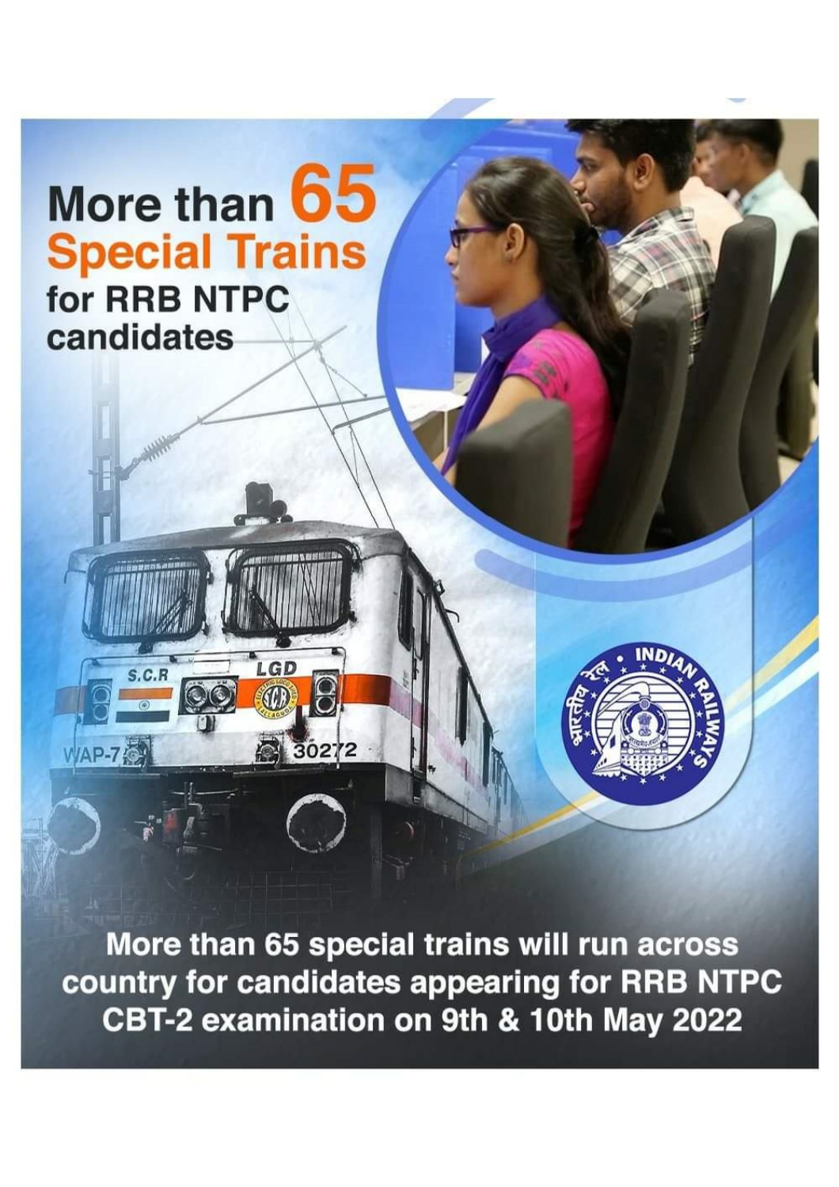# More than 65 Special Trains for RRB NTPC candidates

More than 65 special trains will run across country for candidates appearing for RRB NTPC CBT-2 examination on 9th & 10th May 2022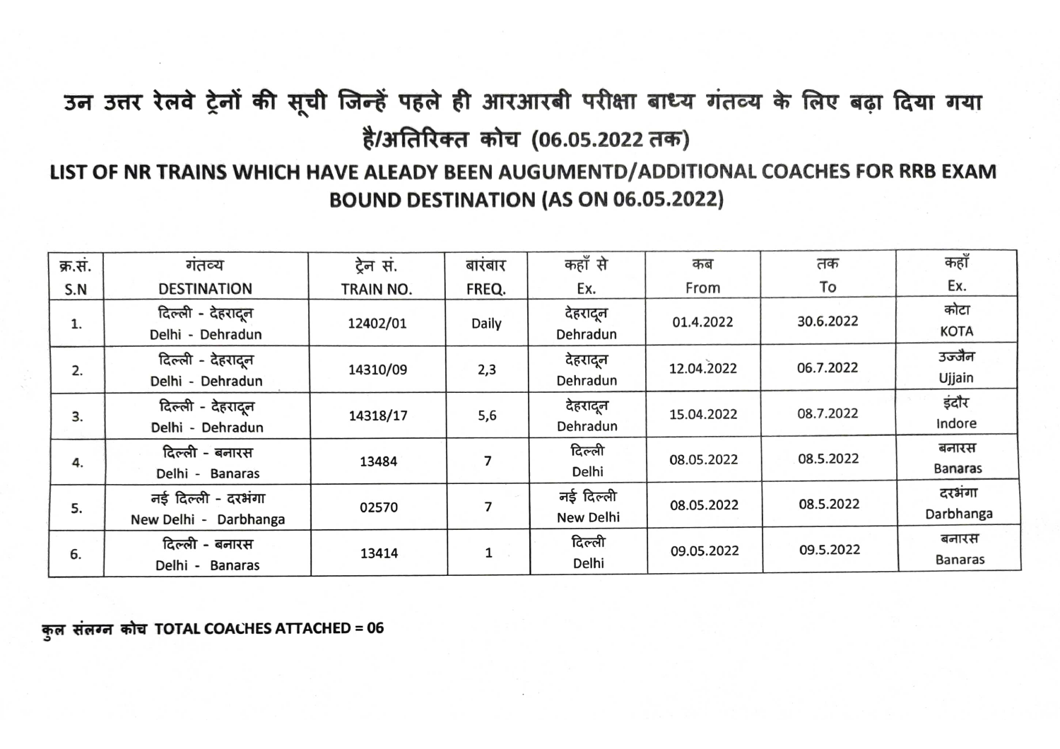# उन उत्तर रेलवे ट्रेनों की सूची जिन्हें पहले ही आरआरबी परीक्षा बाध्य गंतव्य के लिए बढ़ा दिया गया है/अतिरिक्त कोच (06.05.2022 तक)

## LIST OF NR TRAINS WHICH HAVE ALEADY BEEN AUGUMENTD/ADDITIONAL COACHES FOR RRB EXAM BOUND DESTINATION (AS ON 06.05.2022)

| क्र.सं.<br>S.N | गंतव्य<br>DESTINATION | ट्रेन सं.<br>TRAIN NO. | बारंबार<br>FREQ. | कहाँ से<br>Ex. | कब<br>From | तक<br>To | कहाँ<br>Ex. |
|---|---|---|---|---|---|---|---|
| 1. | दिल्ली - देहरादून<br>Delhi - Dehradun | 12402/01 | Daily | देहरादून<br>Dehradun | 01.4.2022 | 30.6.2022 | कोटा<br>KOTA |
| 2. | दिल्ली - देहरादून<br>Delhi - Dehradun | 14310/09 | 2,3 | देहरादून<br>Dehradun | 12.04.2022 | 06.7.2022 | उज्जैन<br>Ujjain |
| 3. | दिल्ली - देहरादून<br>Delhi - Dehradun | 14318/17 | 5,6 | देहरादून<br>Dehradun | 15.04.2022 | 08.7.2022 | इंदौर<br>Indore |
| 4. | दिल्ली - बनारस<br>Delhi - Banaras | 13484 | 7 | दिल्ली<br>Delhi | 08.05.2022 | 08.5.2022 | बनारस<br>Banaras |
| 5. | नई दिल्ली - दरभंगा<br>New Delhi - Darbhanga | 02570 | 7 | नई दिल्ली<br>New Delhi | 08.05.2022 | 08.5.2022 | दरभंगा<br>Darbhanga |
| 6. | दिल्ली - बनारस<br>Delhi - Banaras | 13414 | 1 | दिल्ली<br>Delhi | 09.05.2022 | 09.5.2022 | बनारस<br>Banaras |

**कुल संलग्न कोच TOTAL COACHES ATTACHED = 06**